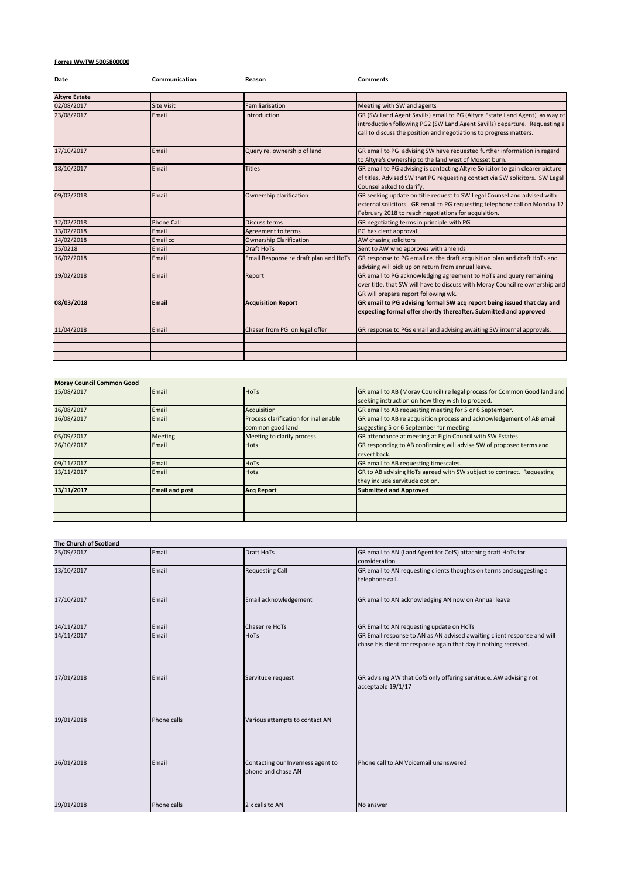**Forres WwTW 5005800000**

| Date | Communication | Reason | Comments |
|---|---|---|---|
| **Altyre Estate** | | | |
| 02/08/2017 | Site Visit | Familiarisation | Meeting with SW and agents |
| 23/08/2017 | Email | Introduction | GR (SW Land Agent Savills) email to PG (Altyre Estate Land Agent) as way of introduction following PG2 (SW Land Agent Savills) departure. Requesting a call to discuss the position and negotiations to progress matters. |
| 17/10/2017 | Email | Query re. ownership of land | GR email to PG advising SW have requested further information in regard to Altyre's ownership to the land west of Mosset burn. |
| 18/10/2017 | Email | Titles | GR email to PG advising is contacting Altyre Solicitor to gain clearer picture of titles. Advised SW that PG requesting contact via SW solicitors. SW Legal Counsel asked to clarify. |
| 09/02/2018 | Email | Ownership clarification | GR seeking update on title request to SW Legal Counsel and advised with external solicitors.. GR email to PG requesting telephone call on Monday 12 February 2018 to reach negotiations for acquisition. |
| 12/02/2018 | Phone Call | Discuss terms | GR negotiating terms in principle with PG |
| 13/02/2018 | Email | Agreement to terms | PG has clent approval |
| 14/02/2018 | Email cc | Ownership Clarification | AW chasing solicitors |
| 15/0218 | Email | Draft HoTs | Sent to AW who approves with amends |
| 16/02/2018 | Email | Email Response re draft plan and HoTs | GR response to PG email re. the draft acquisition plan and draft HoTs and advising will pick up on return from annual leave. |
| 19/02/2018 | Email | Report | GR email to PG acknowledging agreement to HoTs and query remaining over title. that SW will have to discuss with Moray Council re ownership and GR will prepare report following wk. |
| **08/03/2018** | **Email** | **Acquisition Report** | **GR email to PG advising formal SW acq report being issued that day and expecting formal offer shortly thereafter. Submitted and approved** |
| 11/04/2018 | Email | Chaser from PG on legal offer | GR response to PGs email and advising awaiting SW internal approvals. |
| | | | |
| | | | |
| | | | |

| **Moray Council Common Good** | | | |
|---|---|---|---|
| 15/08/2017 | Email | HoTs | GR email to AB (Moray Council) re legal process for Common Good land and seeking instruction on how they wish to proceed. |
| 16/08/2017 | Email | Acquisition | GR email to AB requesting meeting for 5 or 6 September. |
| 16/08/2017 | Email | Process clarification for inalienable common good land | GR email to AB re acquisition process and acknowledgement of AB email suggesting 5 or 6 September for meeting |
| 05/09/2017 | Meeting | Meeting to clarify process | GR attendance at meeting at Elgin Council with SW Estates |
| 26/10/2017 | Email | Hots | GR responding to AB confirming will advise SW of proposed terms and revert back. |
| 09/11/2017 | Email | HoTs | GR email to AB requesting timescales. |
| 13/11/2017 | Email | Hots | GR to AB advising HoTs agreed with SW subject to contract. Requesting they include servitude option. |
| **13/11/2017** | **Email and post** | **Acq Report** | **Submitted and Approved** |
| | | | |
| | | | |
| | | | |

| **The Church of Scotland** | | | |
|---|---|---|---|
| 25/09/2017 | Email | Draft HoTs | GR email to AN (Land Agent for CofS) attaching draft HoTs for consideration. |
| 13/10/2017 | Email | Requesting Call | GR email to AN requesting clients thoughts on terms and suggesting a telephone call. |
| 17/10/2017 | Email | Email acknowledgement | GR email to AN acknowledging AN now on Annual leave |
| 14/11/2017 | Email | Chaser re HoTs | GR Email to AN requesting update on HoTs |
| 14/11/2017 | Email | HoTs | GR Email response to AN as AN advised awaiting client response and will chase his client for response again that day if nothing received. |
| 17/01/2018 | Email | Servitude request | GR advising AW that CofS only offering servitude. AW advising not acceptable 19/1/17 |
| 19/01/2018 | Phone calls | Various attempts to contact AN | |
| 26/01/2018 | Email | Contacting our Inverness agent to phone and chase AN | Phone call to AN Voicemail unanswered |
| 29/01/2018 | Phone calls | 2 x calls to AN | No answer |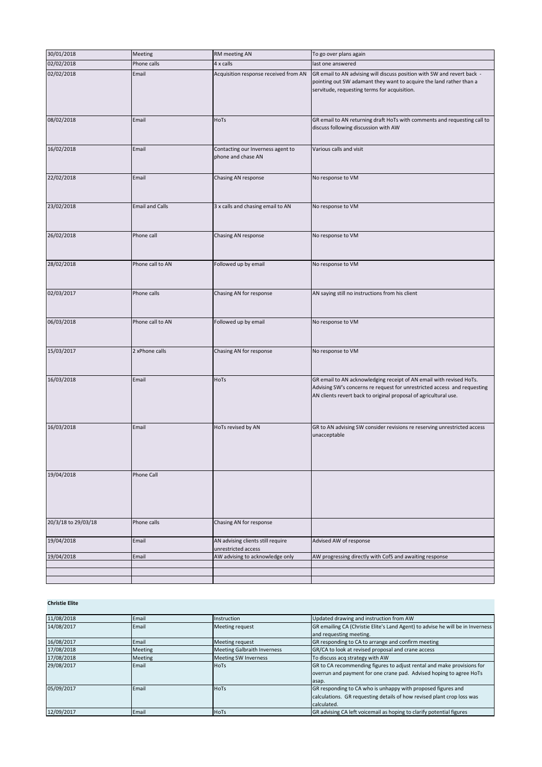| | | | |
|---|---|---|---|
| 30/01/2018 | Meeting | RM meeting AN | To go over plans again |
| 02/02/2018 | Phone calls | 4 x calls | last one answered |
| 02/02/2018 | Email | Acquisition response received from AN | GR email to AN advising will discuss position with SW and revert back - pointing out SW adamant they want to acquire the land rather than a servitude, requesting terms for acquisition. |
| 08/02/2018 | Email | HoTs | GR email to AN returning draft HoTs with comments and requesting call to discuss following discussion with AW |
| 16/02/2018 | Email | Contacting our Inverness agent to phone and chase AN | Various calls and visit |
| 22/02/2018 | Email | Chasing AN response | No response to VM |
| 23/02/2018 | Email and Calls | 3 x calls and chasing email to AN | No response to VM |
| 26/02/2018 | Phone call | Chasing AN response | No response to VM |
| 28/02/2018 | Phone call to AN | Followed up by email | No response to VM |
| 02/03/2017 | Phone calls | Chasing AN for response | AN saying still no instructions from his client |
| 06/03/2018 | Phone call to AN | Followed up by email | No response to VM |
| 15/03/2017 | 2 xPhone calls | Chasing AN for response | No response to VM |
| 16/03/2018 | Email | HoTs | GR email to AN acknowledging receipt of AN email with revised HoTs. Advising SW's concerns re request for unrestricted access and requesting AN clients revert back to original proposal of agricultural use. |
| 16/03/2018 | Email | HoTs revised by AN | GR to AN advising SW consider revisions re reserving unrestricted access unacceptable |
| 19/04/2018 | Phone Call | | |
| 20/3/18 to 29/03/18 | Phone calls | Chasing AN for response | |
| 19/04/2018 | Email | AN advising clients still require unrestricted access | Advised AW of response |
| 19/04/2018 | Email | AW advising to acknowledge only | AW progressing directly with CofS and awaiting response |
| | | | |
| | | | |
| | | | |

**Christie Elite**

| | | | |
|---|---|---|---|
| 11/08/2018 | Email | Instruction | Updated drawing and instruction from AW |
| 14/08/2017 | Email | Meeting request | GR emailing CA (Christie Elite's Land Agent) to advise he will be in Inverness and requesting meeting. |
| 16/08/2017 | Email | Meeting request | GR responding to CA to arrange and confirm meeting |
| 17/08/2018 | Meeting | Meeting Galbraith Inverness | GR/CA to look at revised proposal and crane access |
| 17/08/2018 | Meeting | Meeting SW Inverness | To discuss acq strategy with AW |
| 29/08/2017 | Email | HoTs | GR to CA recommending figures to adjust rental and make provisions for overrun and payment for one crane pad. Advised hoping to agree HoTs asap. |
| 05/09/2017 | Email | HoTs | GR responding to CA who is unhappy with proposed figures and calculations. GR requesting details of how revised plant crop loss was calculated. |
| 12/09/2017 | Email | HoTs | GR advising CA left voicemail as hoping to clarify potential figures |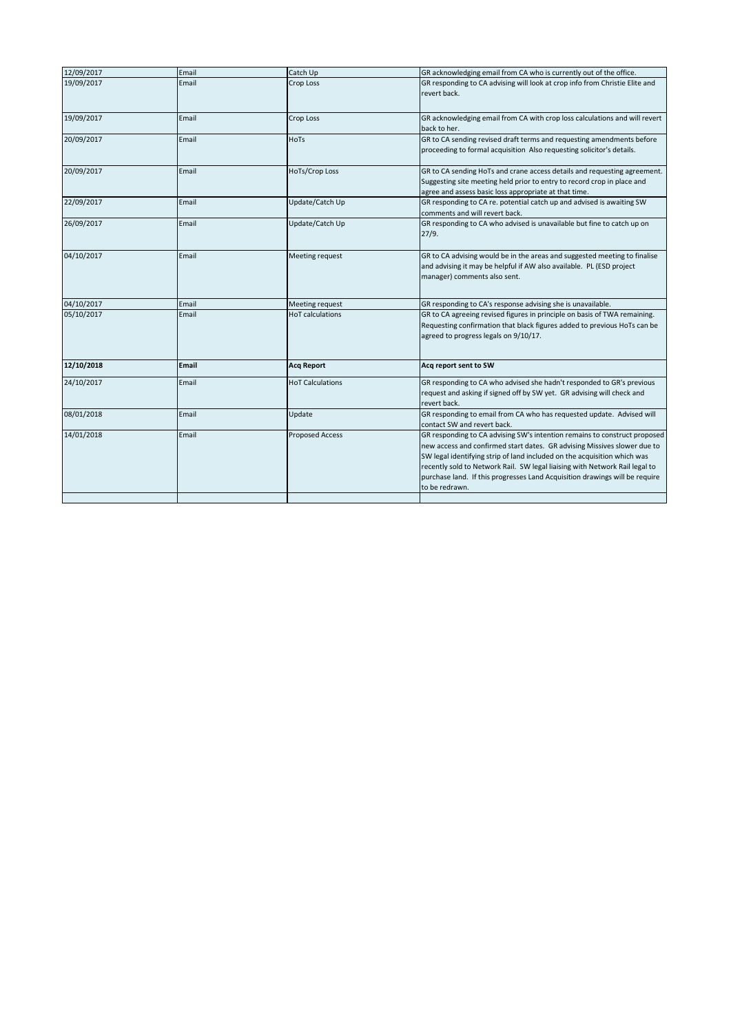| | | | |
|---|---|---|---|
| 12/09/2017 | Email | Catch Up | GR acknowledging email from CA who is currently out of the office. |
| 19/09/2017 | Email | Crop Loss | GR responding to CA advising will look at crop info from Christie Elite and revert back. |
| 19/09/2017 | Email | Crop Loss | GR acknowledging email from CA with crop loss calculations and will revert back to her. |
| 20/09/2017 | Email | HoTs | GR to CA sending revised draft terms and requesting amendments before proceeding to formal acquisition Also requesting solicitor's details. |
| 20/09/2017 | Email | HoTs/Crop Loss | GR to CA sending HoTs and crane access details and requesting agreement. Suggesting site meeting held prior to entry to record crop in place and agree and assess basic loss appropriate at that time. |
| 22/09/2017 | Email | Update/Catch Up | GR responding to CA re. potential catch up and advised is awaiting SW comments and will revert back. |
| 26/09/2017 | Email | Update/Catch Up | GR responding to CA who advised is unavailable but fine to catch up on 27/9. |
| 04/10/2017 | Email | Meeting request | GR to CA advising would be in the areas and suggested meeting to finalise and advising it may be helpful if AW also available. PL (ESD project manager) comments also sent. |
| 04/10/2017 | Email | Meeting request | GR responding to CA's response advising she is unavailable. |
| 05/10/2017 | Email | HoT calculations | GR to CA agreeing revised figures in principle on basis of TWA remaining. Requesting confirmation that black figures added to previous HoTs can be agreed to progress legals on 9/10/17. |
| **12/10/2018** | **Email** | **Acq Report** | **Acq report sent to SW** |
| 24/10/2017 | Email | HoT Calculations | GR responding to CA who advised she hadn't responded to GR's previous request and asking if signed off by SW yet. GR advising will check and revert back. |
| 08/01/2018 | Email | Update | GR responding to email from CA who has requested update. Advised will contact SW and revert back. |
| 14/01/2018 | Email | Proposed Access | GR responding to CA advising SW's intention remains to construct proposed new access and confirmed start dates. GR advising Missives slower due to SW legal identifying strip of land included on the acquisition which was recently sold to Network Rail. SW legal liaising with Network Rail legal to purchase land. If this progresses Land Acquisition drawings will be require to be redrawn. |
| | | | |